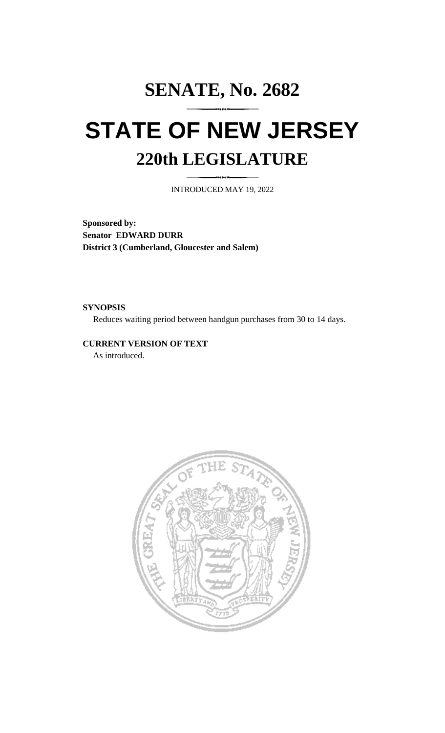# SENATE, No. 2682

# STATE OF NEW JERSEY

## 220th LEGISLATURE

INTRODUCED MAY 19, 2022

**Sponsored by:**
**Senator EDWARD DURR**
**District 3 (Cumberland, Gloucester and Salem)**

**SYNOPSIS**

Reduces waiting period between handgun purchases from 30 to 14 days.

**CURRENT VERSION OF TEXT**

As introduced.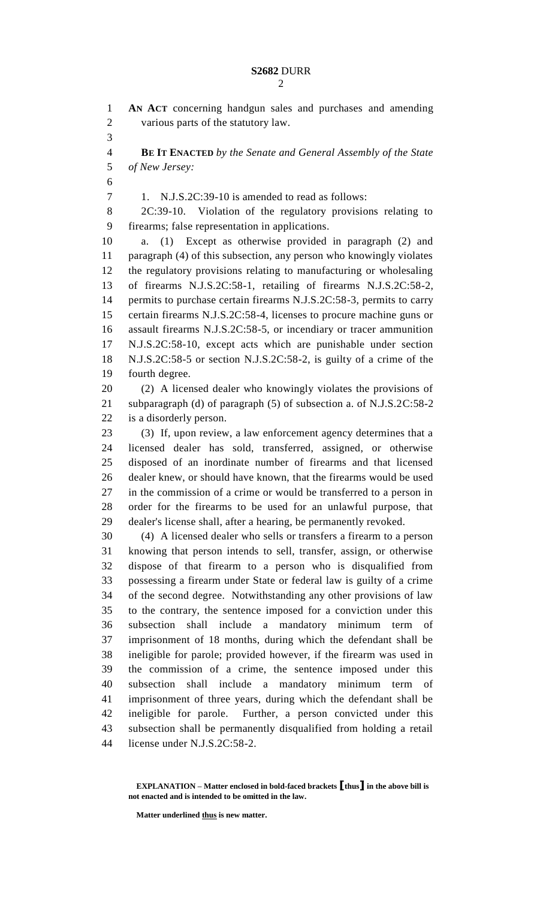**AN ACT** concerning handgun sales and purchases and amending various parts of the statutory law.

**BE IT ENACTED** *by the Senate and General Assembly of the State of New Jersey:*

1. N.J.S.2C:39-10 is amended to read as follows:

2C:39-10. Violation of the regulatory provisions relating to firearms; false representation in applications.

a. (1) Except as otherwise provided in paragraph (2) and paragraph (4) of this subsection, any person who knowingly violates the regulatory provisions relating to manufacturing or wholesaling of firearms N.J.S.2C:58-1, retailing of firearms N.J.S.2C:58-2, permits to purchase certain firearms N.J.S.2C:58-3, permits to carry certain firearms N.J.S.2C:58-4, licenses to procure machine guns or assault firearms N.J.S.2C:58-5, or incendiary or tracer ammunition N.J.S.2C:58-10, except acts which are punishable under section N.J.S.2C:58-5 or section N.J.S.2C:58-2, is guilty of a crime of the fourth degree.

(2) A licensed dealer who knowingly violates the provisions of subparagraph (d) of paragraph (5) of subsection a. of N.J.S.2C:58-2 is a disorderly person.

(3) If, upon review, a law enforcement agency determines that a licensed dealer has sold, transferred, assigned, or otherwise disposed of an inordinate number of firearms and that licensed dealer knew, or should have known, that the firearms would be used in the commission of a crime or would be transferred to a person in order for the firearms to be used for an unlawful purpose, that dealer's license shall, after a hearing, be permanently revoked.

(4) A licensed dealer who sells or transfers a firearm to a person knowing that person intends to sell, transfer, assign, or otherwise dispose of that firearm to a person who is disqualified from possessing a firearm under State or federal law is guilty of a crime of the second degree. Notwithstanding any other provisions of law to the contrary, the sentence imposed for a conviction under this subsection shall include a mandatory minimum term of imprisonment of 18 months, during which the defendant shall be ineligible for parole; provided however, if the firearm was used in the commission of a crime, the sentence imposed under this subsection shall include a mandatory minimum term of imprisonment of three years, during which the defendant shall be ineligible for parole. Further, a person convicted under this subsection shall be permanently disqualified from holding a retail license under N.J.S.2C:58-2.

**EXPLANATION – Matter enclosed in bold-faced brackets [thus] in the above bill is not enacted and is intended to be omitted in the law.**

**Matter underlined thus is new matter.**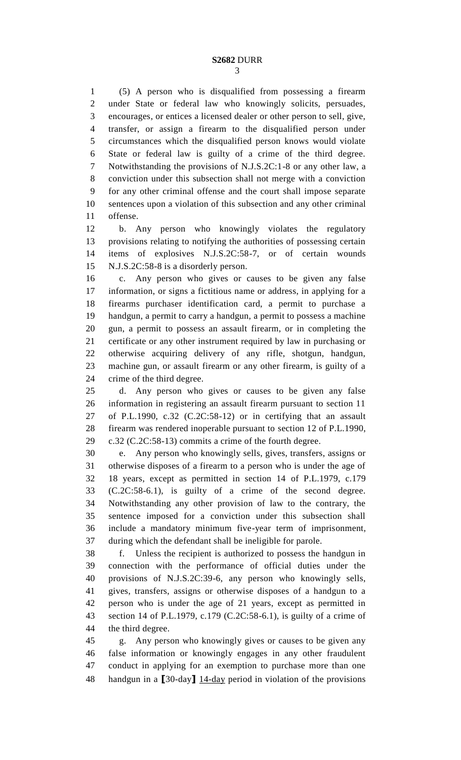(5) A person who is disqualified from possessing a firearm under State or federal law who knowingly solicits, persuades, encourages, or entices a licensed dealer or other person to sell, give, transfer, or assign a firearm to the disqualified person under circumstances which the disqualified person knows would violate State or federal law is guilty of a crime of the third degree. Notwithstanding the provisions of N.J.S.2C:1-8 or any other law, a conviction under this subsection shall not merge with a conviction for any other criminal offense and the court shall impose separate sentences upon a violation of this subsection and any other criminal offense.

b. Any person who knowingly violates the regulatory provisions relating to notifying the authorities of possessing certain items of explosives N.J.S.2C:58-7, or of certain wounds N.J.S.2C:58-8 is a disorderly person.

c. Any person who gives or causes to be given any false information, or signs a fictitious name or address, in applying for a firearms purchaser identification card, a permit to purchase a handgun, a permit to carry a handgun, a permit to possess a machine gun, a permit to possess an assault firearm, or in completing the certificate or any other instrument required by law in purchasing or otherwise acquiring delivery of any rifle, shotgun, handgun, machine gun, or assault firearm or any other firearm, is guilty of a crime of the third degree.

d. Any person who gives or causes to be given any false information in registering an assault firearm pursuant to section 11 of P.L.1990, c.32 (C.2C:58-12) or in certifying that an assault firearm was rendered inoperable pursuant to section 12 of P.L.1990, c.32 (C.2C:58-13) commits a crime of the fourth degree.

e. Any person who knowingly sells, gives, transfers, assigns or otherwise disposes of a firearm to a person who is under the age of 18 years, except as permitted in section 14 of P.L.1979, c.179 (C.2C:58-6.1), is guilty of a crime of the second degree. Notwithstanding any other provision of law to the contrary, the sentence imposed for a conviction under this subsection shall include a mandatory minimum five-year term of imprisonment, during which the defendant shall be ineligible for parole.

f. Unless the recipient is authorized to possess the handgun in connection with the performance of official duties under the provisions of N.J.S.2C:39-6, any person who knowingly sells, gives, transfers, assigns or otherwise disposes of a handgun to a person who is under the age of 21 years, except as permitted in section 14 of P.L.1979, c.179 (C.2C:58-6.1), is guilty of a crime of the third degree.

g. Any person who knowingly gives or causes to be given any false information or knowingly engages in any other fraudulent conduct in applying for an exemption to purchase more than one handgun in a ⟦30-day⟧ <u>14-day</u> period in violation of the provisions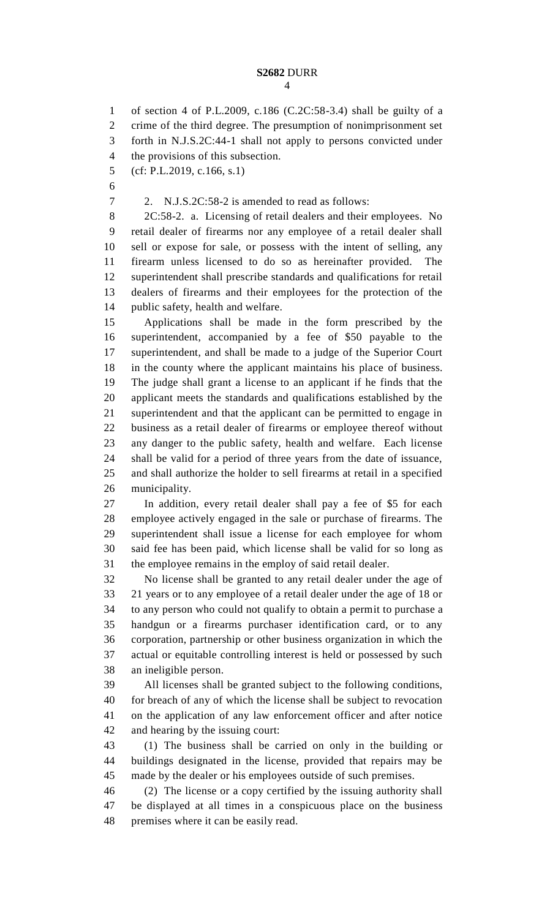of section 4 of P.L.2009, c.186 (C.2C:58-3.4) shall be guilty of a crime of the third degree. The presumption of nonimprisonment set forth in N.J.S.2C:44-1 shall not apply to persons convicted under the provisions of this subsection.

(cf: P.L.2019, c.166, s.1)

2. N.J.S.2C:58-2 is amended to read as follows:

2C:58-2. a. Licensing of retail dealers and their employees. No retail dealer of firearms nor any employee of a retail dealer shall sell or expose for sale, or possess with the intent of selling, any firearm unless licensed to do so as hereinafter provided. The superintendent shall prescribe standards and qualifications for retail dealers of firearms and their employees for the protection of the public safety, health and welfare.

Applications shall be made in the form prescribed by the superintendent, accompanied by a fee of $50 payable to the superintendent, and shall be made to a judge of the Superior Court in the county where the applicant maintains his place of business. The judge shall grant a license to an applicant if he finds that the applicant meets the standards and qualifications established by the superintendent and that the applicant can be permitted to engage in business as a retail dealer of firearms or employee thereof without any danger to the public safety, health and welfare. Each license shall be valid for a period of three years from the date of issuance, and shall authorize the holder to sell firearms at retail in a specified municipality.

In addition, every retail dealer shall pay a fee of $5 for each employee actively engaged in the sale or purchase of firearms. The superintendent shall issue a license for each employee for whom said fee has been paid, which license shall be valid for so long as the employee remains in the employ of said retail dealer.

No license shall be granted to any retail dealer under the age of 21 years or to any employee of a retail dealer under the age of 18 or to any person who could not qualify to obtain a permit to purchase a handgun or a firearms purchaser identification card, or to any corporation, partnership or other business organization in which the actual or equitable controlling interest is held or possessed by such an ineligible person.

All licenses shall be granted subject to the following conditions, for breach of any of which the license shall be subject to revocation on the application of any law enforcement officer and after notice and hearing by the issuing court:

(1) The business shall be carried on only in the building or buildings designated in the license, provided that repairs may be made by the dealer or his employees outside of such premises.

(2) The license or a copy certified by the issuing authority shall be displayed at all times in a conspicuous place on the business premises where it can be easily read.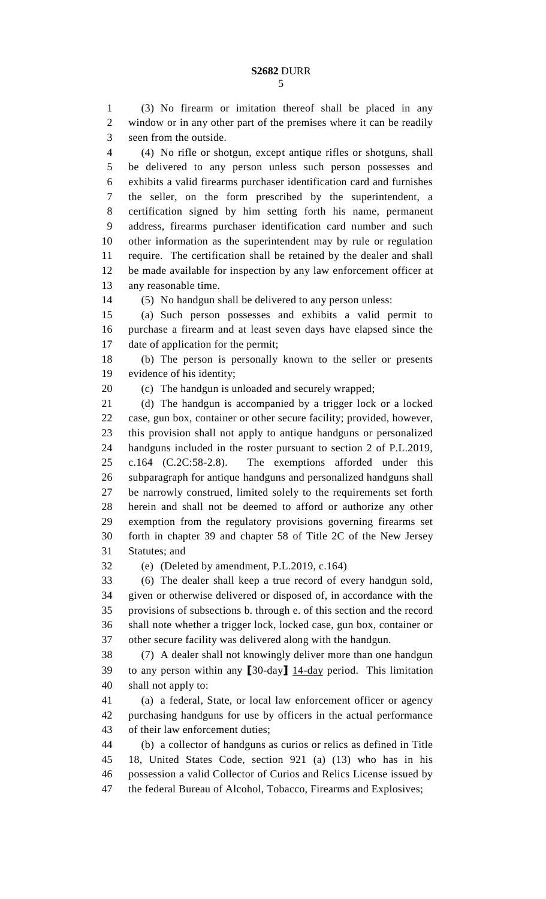(3) No firearm or imitation thereof shall be placed in any window or in any other part of the premises where it can be readily seen from the outside.

(4) No rifle or shotgun, except antique rifles or shotguns, shall be delivered to any person unless such person possesses and exhibits a valid firearms purchaser identification card and furnishes the seller, on the form prescribed by the superintendent, a certification signed by him setting forth his name, permanent address, firearms purchaser identification card number and such other information as the superintendent may by rule or regulation require. The certification shall be retained by the dealer and shall be made available for inspection by any law enforcement officer at any reasonable time.

(5) No handgun shall be delivered to any person unless:

(a) Such person possesses and exhibits a valid permit to purchase a firearm and at least seven days have elapsed since the date of application for the permit;

(b) The person is personally known to the seller or presents evidence of his identity;

(c) The handgun is unloaded and securely wrapped;

(d) The handgun is accompanied by a trigger lock or a locked case, gun box, container or other secure facility; provided, however, this provision shall not apply to antique handguns or personalized handguns included in the roster pursuant to section 2 of P.L.2019, c.164 (C.2C:58-2.8). The exemptions afforded under this subparagraph for antique handguns and personalized handguns shall be narrowly construed, limited solely to the requirements set forth herein and shall not be deemed to afford or authorize any other exemption from the regulatory provisions governing firearms set forth in chapter 39 and chapter 58 of Title 2C of the New Jersey Statutes; and

(e) (Deleted by amendment, P.L.2019, c.164)

(6) The dealer shall keep a true record of every handgun sold, given or otherwise delivered or disposed of, in accordance with the provisions of subsections b. through e. of this section and the record shall note whether a trigger lock, locked case, gun box, container or other secure facility was delivered along with the handgun.

(7) A dealer shall not knowingly deliver more than one handgun to any person within any [30-day] <u>14-day</u> period. This limitation shall not apply to:

(a) a federal, State, or local law enforcement officer or agency purchasing handguns for use by officers in the actual performance of their law enforcement duties;

(b) a collector of handguns as curios or relics as defined in Title 18, United States Code, section 921 (a) (13) who has in his possession a valid Collector of Curios and Relics License issued by the federal Bureau of Alcohol, Tobacco, Firearms and Explosives;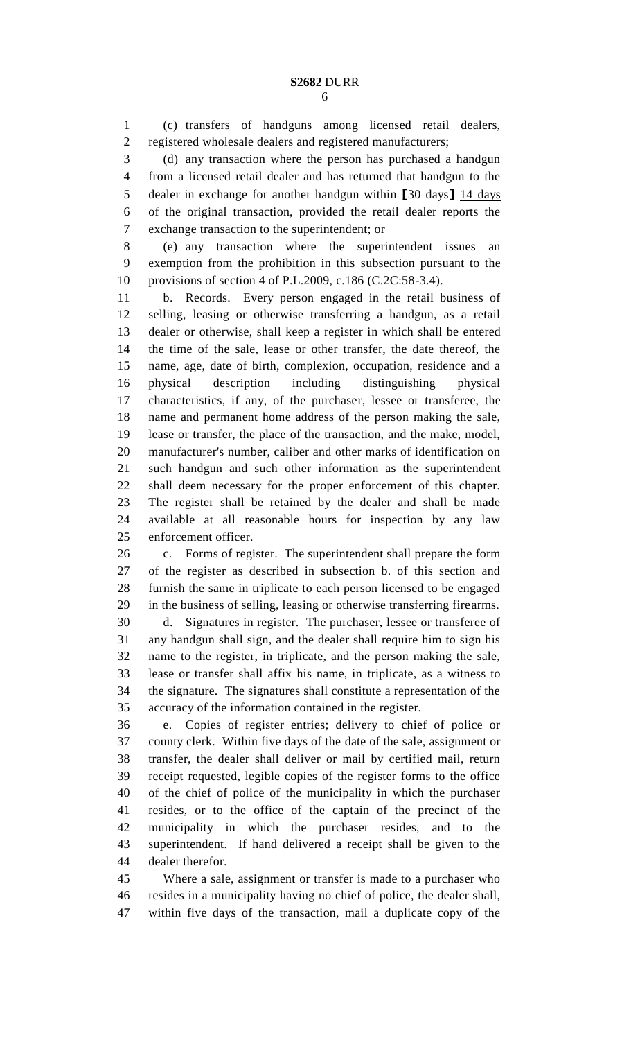(c) transfers of handguns among licensed retail dealers, registered wholesale dealers and registered manufacturers;

(d) any transaction where the person has purchased a handgun from a licensed retail dealer and has returned that handgun to the dealer in exchange for another handgun within [30 days] 14 days of the original transaction, provided the retail dealer reports the exchange transaction to the superintendent; or

(e) any transaction where the superintendent issues an exemption from the prohibition in this subsection pursuant to the provisions of section 4 of P.L.2009, c.186 (C.2C:58-3.4).

b. Records. Every person engaged in the retail business of selling, leasing or otherwise transferring a handgun, as a retail dealer or otherwise, shall keep a register in which shall be entered the time of the sale, lease or other transfer, the date thereof, the name, age, date of birth, complexion, occupation, residence and a physical description including distinguishing physical characteristics, if any, of the purchaser, lessee or transferee, the name and permanent home address of the person making the sale, lease or transfer, the place of the transaction, and the make, model, manufacturer's number, caliber and other marks of identification on such handgun and such other information as the superintendent shall deem necessary for the proper enforcement of this chapter. The register shall be retained by the dealer and shall be made available at all reasonable hours for inspection by any law enforcement officer.

c. Forms of register. The superintendent shall prepare the form of the register as described in subsection b. of this section and furnish the same in triplicate to each person licensed to be engaged in the business of selling, leasing or otherwise transferring firearms.

d. Signatures in register. The purchaser, lessee or transferee of any handgun shall sign, and the dealer shall require him to sign his name to the register, in triplicate, and the person making the sale, lease or transfer shall affix his name, in triplicate, as a witness to the signature. The signatures shall constitute a representation of the accuracy of the information contained in the register.

e. Copies of register entries; delivery to chief of police or county clerk. Within five days of the date of the sale, assignment or transfer, the dealer shall deliver or mail by certified mail, return receipt requested, legible copies of the register forms to the office of the chief of police of the municipality in which the purchaser resides, or to the office of the captain of the precinct of the municipality in which the purchaser resides, and to the superintendent. If hand delivered a receipt shall be given to the dealer therefor.

Where a sale, assignment or transfer is made to a purchaser who resides in a municipality having no chief of police, the dealer shall, within five days of the transaction, mail a duplicate copy of the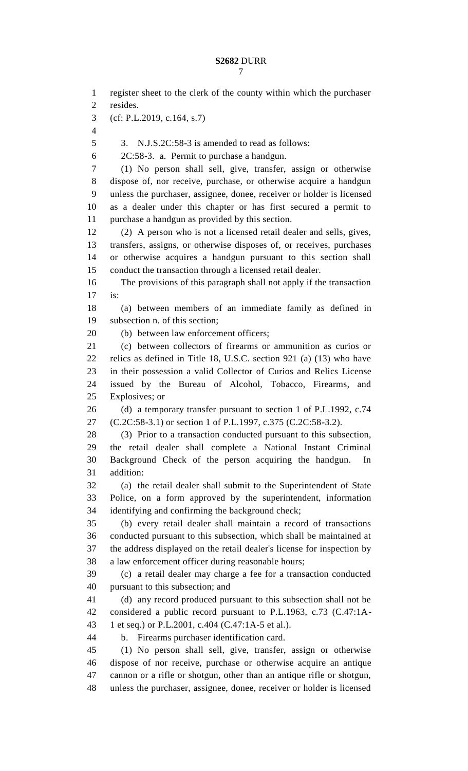register sheet to the clerk of the county within which the purchaser resides.

(cf: P.L.2019, c.164, s.7)

3. N.J.S.2C:58-3 is amended to read as follows:

2C:58-3. a. Permit to purchase a handgun.

(1) No person shall sell, give, transfer, assign or otherwise dispose of, nor receive, purchase, or otherwise acquire a handgun unless the purchaser, assignee, donee, receiver or holder is licensed as a dealer under this chapter or has first secured a permit to purchase a handgun as provided by this section.

(2) A person who is not a licensed retail dealer and sells, gives, transfers, assigns, or otherwise disposes of, or receives, purchases or otherwise acquires a handgun pursuant to this section shall conduct the transaction through a licensed retail dealer.

The provisions of this paragraph shall not apply if the transaction is:

(a) between members of an immediate family as defined in subsection n. of this section;

(b) between law enforcement officers;

(c) between collectors of firearms or ammunition as curios or relics as defined in Title 18, U.S.C. section 921 (a) (13) who have in their possession a valid Collector of Curios and Relics License issued by the Bureau of Alcohol, Tobacco, Firearms, and Explosives; or

(d) a temporary transfer pursuant to section 1 of P.L.1992, c.74 (C.2C:58-3.1) or section 1 of P.L.1997, c.375 (C.2C:58-3.2).

(3) Prior to a transaction conducted pursuant to this subsection, the retail dealer shall complete a National Instant Criminal Background Check of the person acquiring the handgun. In addition:

(a) the retail dealer shall submit to the Superintendent of State Police, on a form approved by the superintendent, information identifying and confirming the background check;

(b) every retail dealer shall maintain a record of transactions conducted pursuant to this subsection, which shall be maintained at the address displayed on the retail dealer's license for inspection by a law enforcement officer during reasonable hours;

(c) a retail dealer may charge a fee for a transaction conducted pursuant to this subsection; and

(d) any record produced pursuant to this subsection shall not be considered a public record pursuant to P.L.1963, c.73 (C.47:1A-1 et seq.) or P.L.2001, c.404 (C.47:1A-5 et al.).

b. Firearms purchaser identification card.

(1) No person shall sell, give, transfer, assign or otherwise dispose of nor receive, purchase or otherwise acquire an antique cannon or a rifle or shotgun, other than an antique rifle or shotgun, unless the purchaser, assignee, donee, receiver or holder is licensed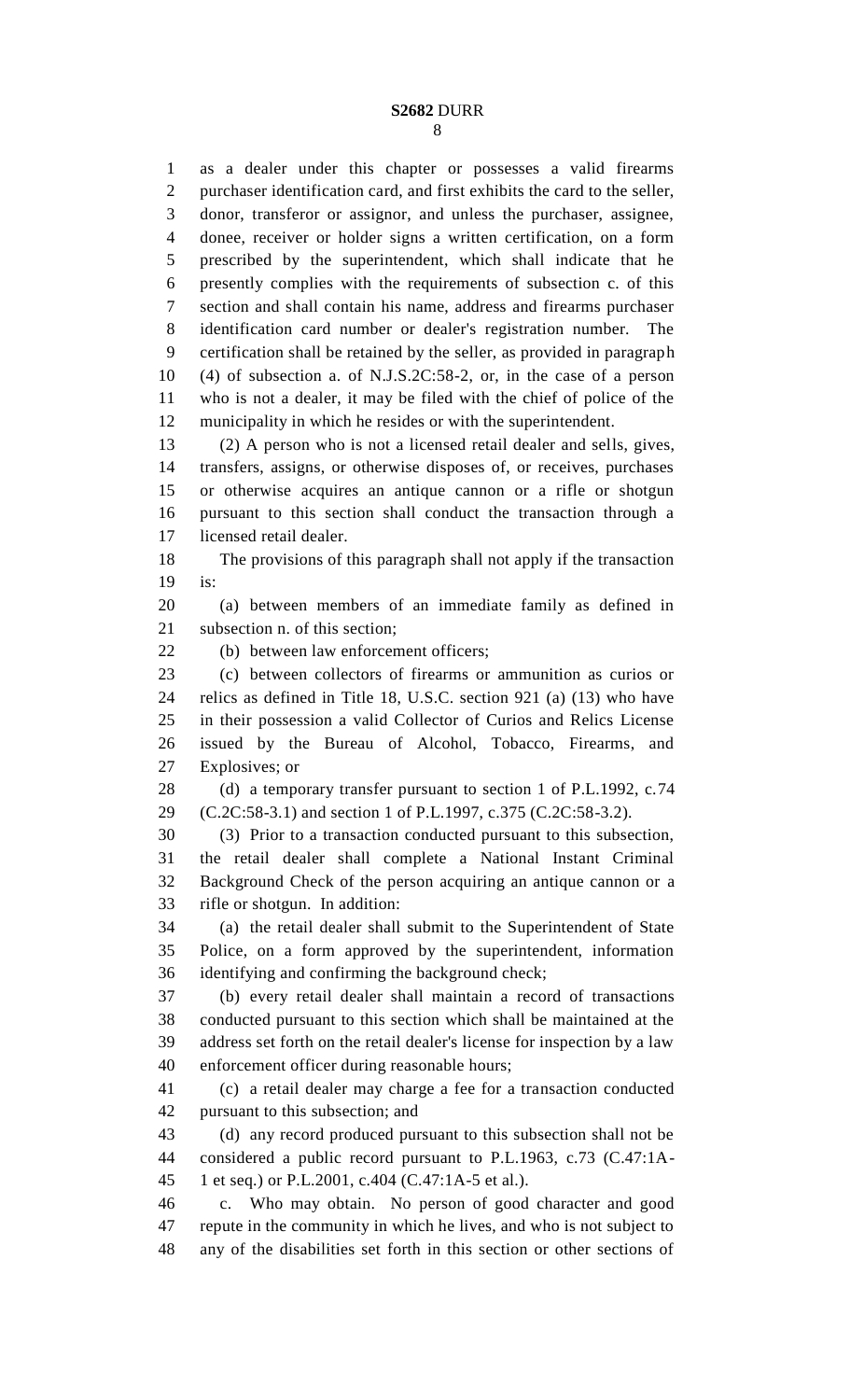as a dealer under this chapter or possesses a valid firearms purchaser identification card, and first exhibits the card to the seller, donor, transferor or assignor, and unless the purchaser, assignee, donee, receiver or holder signs a written certification, on a form prescribed by the superintendent, which shall indicate that he presently complies with the requirements of subsection c. of this section and shall contain his name, address and firearms purchaser identification card number or dealer's registration number. The certification shall be retained by the seller, as provided in paragraph (4) of subsection a. of N.J.S.2C:58-2, or, in the case of a person who is not a dealer, it may be filed with the chief of police of the municipality in which he resides or with the superintendent.

(2) A person who is not a licensed retail dealer and sells, gives, transfers, assigns, or otherwise disposes of, or receives, purchases or otherwise acquires an antique cannon or a rifle or shotgun pursuant to this section shall conduct the transaction through a licensed retail dealer.

The provisions of this paragraph shall not apply if the transaction is:

(a) between members of an immediate family as defined in subsection n. of this section;

(b) between law enforcement officers;

(c) between collectors of firearms or ammunition as curios or relics as defined in Title 18, U.S.C. section 921 (a) (13) who have in their possession a valid Collector of Curios and Relics License issued by the Bureau of Alcohol, Tobacco, Firearms, and Explosives; or

(d) a temporary transfer pursuant to section 1 of P.L.1992, c.74 (C.2C:58-3.1) and section 1 of P.L.1997, c.375 (C.2C:58-3.2).

(3) Prior to a transaction conducted pursuant to this subsection, the retail dealer shall complete a National Instant Criminal Background Check of the person acquiring an antique cannon or a rifle or shotgun. In addition:

(a) the retail dealer shall submit to the Superintendent of State Police, on a form approved by the superintendent, information identifying and confirming the background check;

(b) every retail dealer shall maintain a record of transactions conducted pursuant to this section which shall be maintained at the address set forth on the retail dealer's license for inspection by a law enforcement officer during reasonable hours;

(c) a retail dealer may charge a fee for a transaction conducted pursuant to this subsection; and

(d) any record produced pursuant to this subsection shall not be considered a public record pursuant to P.L.1963, c.73 (C.47:1A-1 et seq.) or P.L.2001, c.404 (C.47:1A-5 et al.).

c. Who may obtain. No person of good character and good repute in the community in which he lives, and who is not subject to any of the disabilities set forth in this section or other sections of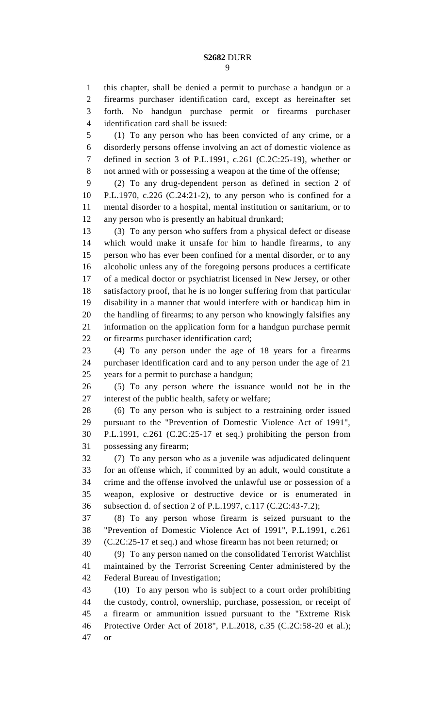this chapter, shall be denied a permit to purchase a handgun or a firearms purchaser identification card, except as hereinafter set forth. No handgun purchase permit or firearms purchaser identification card shall be issued:

(1) To any person who has been convicted of any crime, or a disorderly persons offense involving an act of domestic violence as defined in section 3 of P.L.1991, c.261 (C.2C:25-19), whether or not armed with or possessing a weapon at the time of the offense;

(2) To any drug-dependent person as defined in section 2 of P.L.1970, c.226 (C.24:21-2), to any person who is confined for a mental disorder to a hospital, mental institution or sanitarium, or to any person who is presently an habitual drunkard;

(3) To any person who suffers from a physical defect or disease which would make it unsafe for him to handle firearms, to any person who has ever been confined for a mental disorder, or to any alcoholic unless any of the foregoing persons produces a certificate of a medical doctor or psychiatrist licensed in New Jersey, or other satisfactory proof, that he is no longer suffering from that particular disability in a manner that would interfere with or handicap him in the handling of firearms; to any person who knowingly falsifies any information on the application form for a handgun purchase permit or firearms purchaser identification card;

(4) To any person under the age of 18 years for a firearms purchaser identification card and to any person under the age of 21 years for a permit to purchase a handgun;

(5) To any person where the issuance would not be in the interest of the public health, safety or welfare;

(6) To any person who is subject to a restraining order issued pursuant to the "Prevention of Domestic Violence Act of 1991", P.L.1991, c.261 (C.2C:25-17 et seq.) prohibiting the person from possessing any firearm;

(7) To any person who as a juvenile was adjudicated delinquent for an offense which, if committed by an adult, would constitute a crime and the offense involved the unlawful use or possession of a weapon, explosive or destructive device or is enumerated in subsection d. of section 2 of P.L.1997, c.117 (C.2C:43-7.2);

(8) To any person whose firearm is seized pursuant to the "Prevention of Domestic Violence Act of 1991", P.L.1991, c.261 (C.2C:25-17 et seq.) and whose firearm has not been returned; or

(9) To any person named on the consolidated Terrorist Watchlist maintained by the Terrorist Screening Center administered by the Federal Bureau of Investigation;

(10) To any person who is subject to a court order prohibiting the custody, control, ownership, purchase, possession, or receipt of a firearm or ammunition issued pursuant to the "Extreme Risk Protective Order Act of 2018", P.L.2018, c.35 (C.2C:58-20 et al.); or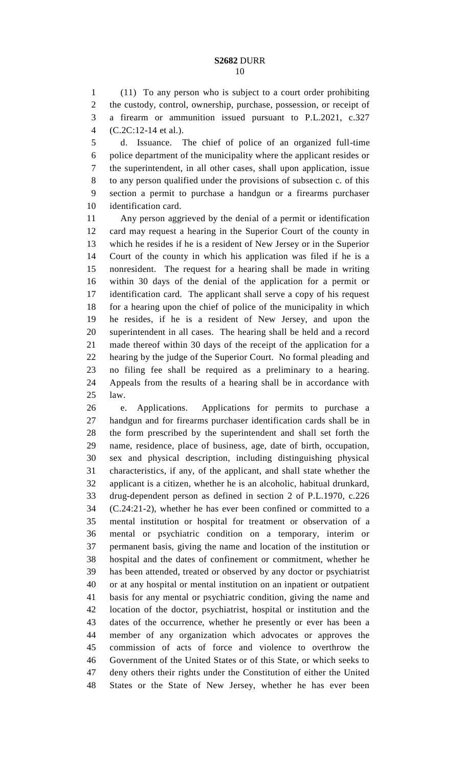(11) To any person who is subject to a court order prohibiting the custody, control, ownership, purchase, possession, or receipt of a firearm or ammunition issued pursuant to P.L.2021, c.327 (C.2C:12-14 et al.).

d. Issuance. The chief of police of an organized full-time police department of the municipality where the applicant resides or the superintendent, in all other cases, shall upon application, issue to any person qualified under the provisions of subsection c. of this section a permit to purchase a handgun or a firearms purchaser identification card.

Any person aggrieved by the denial of a permit or identification card may request a hearing in the Superior Court of the county in which he resides if he is a resident of New Jersey or in the Superior Court of the county in which his application was filed if he is a nonresident. The request for a hearing shall be made in writing within 30 days of the denial of the application for a permit or identification card. The applicant shall serve a copy of his request for a hearing upon the chief of police of the municipality in which he resides, if he is a resident of New Jersey, and upon the superintendent in all cases. The hearing shall be held and a record made thereof within 30 days of the receipt of the application for a hearing by the judge of the Superior Court. No formal pleading and no filing fee shall be required as a preliminary to a hearing. Appeals from the results of a hearing shall be in accordance with law.

e. Applications. Applications for permits to purchase a handgun and for firearms purchaser identification cards shall be in the form prescribed by the superintendent and shall set forth the name, residence, place of business, age, date of birth, occupation, sex and physical description, including distinguishing physical characteristics, if any, of the applicant, and shall state whether the applicant is a citizen, whether he is an alcoholic, habitual drunkard, drug-dependent person as defined in section 2 of P.L.1970, c.226 (C.24:21-2), whether he has ever been confined or committed to a mental institution or hospital for treatment or observation of a mental or psychiatric condition on a temporary, interim or permanent basis, giving the name and location of the institution or hospital and the dates of confinement or commitment, whether he has been attended, treated or observed by any doctor or psychiatrist or at any hospital or mental institution on an inpatient or outpatient basis for any mental or psychiatric condition, giving the name and location of the doctor, psychiatrist, hospital or institution and the dates of the occurrence, whether he presently or ever has been a member of any organization which advocates or approves the commission of acts of force and violence to overthrow the Government of the United States or of this State, or which seeks to deny others their rights under the Constitution of either the United States or the State of New Jersey, whether he has ever been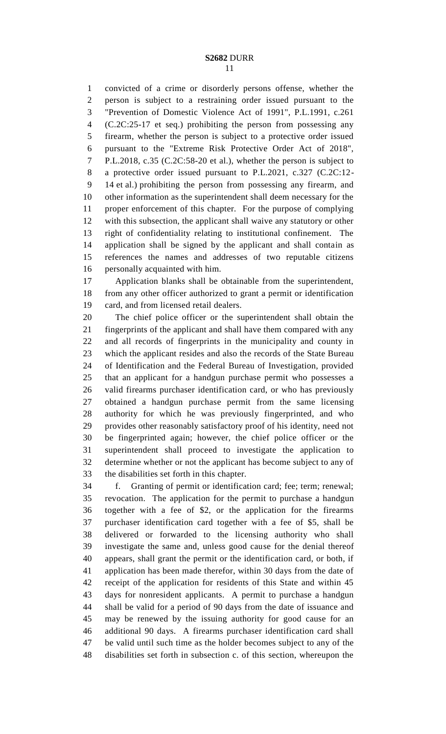convicted of a crime or disorderly persons offense, whether the person is subject to a restraining order issued pursuant to the "Prevention of Domestic Violence Act of 1991", P.L.1991, c.261 (C.2C:25-17 et seq.) prohibiting the person from possessing any firearm, whether the person is subject to a protective order issued pursuant to the "Extreme Risk Protective Order Act of 2018", P.L.2018, c.35 (C.2C:58-20 et al.), whether the person is subject to a protective order issued pursuant to P.L.2021, c.327 (C.2C:12-14 et al.) prohibiting the person from possessing any firearm, and other information as the superintendent shall deem necessary for the proper enforcement of this chapter. For the purpose of complying with this subsection, the applicant shall waive any statutory or other right of confidentiality relating to institutional confinement. The application shall be signed by the applicant and shall contain as references the names and addresses of two reputable citizens personally acquainted with him.

Application blanks shall be obtainable from the superintendent, from any other officer authorized to grant a permit or identification card, and from licensed retail dealers.

The chief police officer or the superintendent shall obtain the fingerprints of the applicant and shall have them compared with any and all records of fingerprints in the municipality and county in which the applicant resides and also the records of the State Bureau of Identification and the Federal Bureau of Investigation, provided that an applicant for a handgun purchase permit who possesses a valid firearms purchaser identification card, or who has previously obtained a handgun purchase permit from the same licensing authority for which he was previously fingerprinted, and who provides other reasonably satisfactory proof of his identity, need not be fingerprinted again; however, the chief police officer or the superintendent shall proceed to investigate the application to determine whether or not the applicant has become subject to any of the disabilities set forth in this chapter.

f. Granting of permit or identification card; fee; term; renewal; revocation. The application for the permit to purchase a handgun together with a fee of $2, or the application for the firearms purchaser identification card together with a fee of $5, shall be delivered or forwarded to the licensing authority who shall investigate the same and, unless good cause for the denial thereof appears, shall grant the permit or the identification card, or both, if application has been made therefor, within 30 days from the date of receipt of the application for residents of this State and within 45 days for nonresident applicants. A permit to purchase a handgun shall be valid for a period of 90 days from the date of issuance and may be renewed by the issuing authority for good cause for an additional 90 days. A firearms purchaser identification card shall be valid until such time as the holder becomes subject to any of the disabilities set forth in subsection c. of this section, whereupon the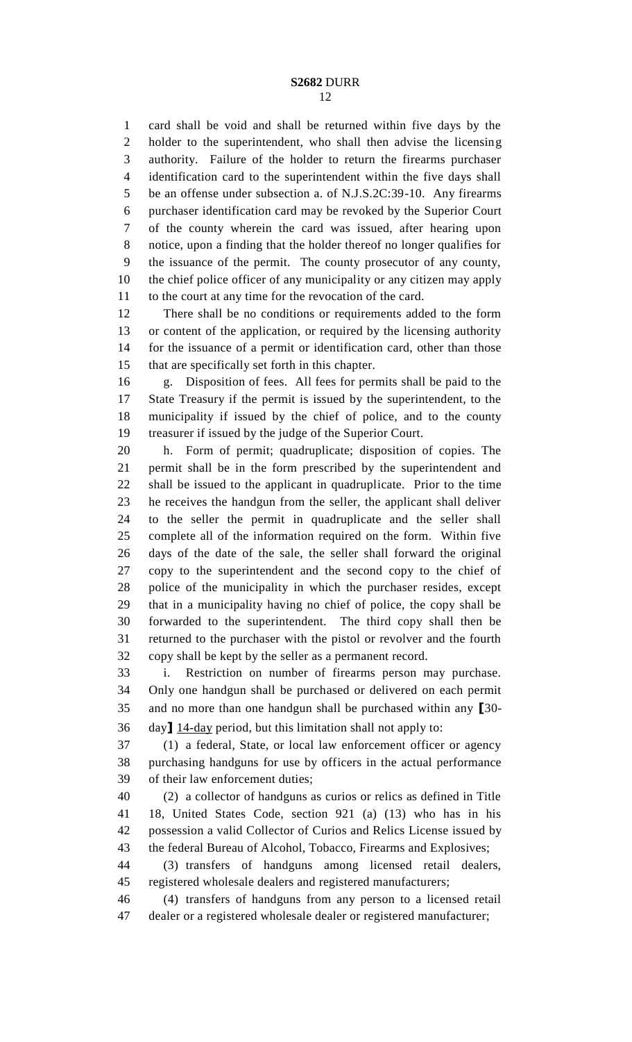card shall be void and shall be returned within five days by the holder to the superintendent, who shall then advise the licensing authority. Failure of the holder to return the firearms purchaser identification card to the superintendent within the five days shall be an offense under subsection a. of N.J.S.2C:39-10. Any firearms purchaser identification card may be revoked by the Superior Court of the county wherein the card was issued, after hearing upon notice, upon a finding that the holder thereof no longer qualifies for the issuance of the permit. The county prosecutor of any county, the chief police officer of any municipality or any citizen may apply to the court at any time for the revocation of the card.

There shall be no conditions or requirements added to the form or content of the application, or required by the licensing authority for the issuance of a permit or identification card, other than those that are specifically set forth in this chapter.

g. Disposition of fees. All fees for permits shall be paid to the State Treasury if the permit is issued by the superintendent, to the municipality if issued by the chief of police, and to the county treasurer if issued by the judge of the Superior Court.

h. Form of permit; quadruplicate; disposition of copies. The permit shall be in the form prescribed by the superintendent and shall be issued to the applicant in quadruplicate. Prior to the time he receives the handgun from the seller, the applicant shall deliver to the seller the permit in quadruplicate and the seller shall complete all of the information required on the form. Within five days of the date of the sale, the seller shall forward the original copy to the superintendent and the second copy to the chief of police of the municipality in which the purchaser resides, except that in a municipality having no chief of police, the copy shall be forwarded to the superintendent. The third copy shall then be returned to the purchaser with the pistol or revolver and the fourth copy shall be kept by the seller as a permanent record.

i. Restriction on number of firearms person may purchase. Only one handgun shall be purchased or delivered on each permit and no more than one handgun shall be purchased within any [30-day] <u>14-day</u> period, but this limitation shall not apply to:

(1) a federal, State, or local law enforcement officer or agency purchasing handguns for use by officers in the actual performance of their law enforcement duties;

(2) a collector of handguns as curios or relics as defined in Title 18, United States Code, section 921 (a) (13) who has in his possession a valid Collector of Curios and Relics License issued by the federal Bureau of Alcohol, Tobacco, Firearms and Explosives;

(3) transfers of handguns among licensed retail dealers, registered wholesale dealers and registered manufacturers;

(4) transfers of handguns from any person to a licensed retail dealer or a registered wholesale dealer or registered manufacturer;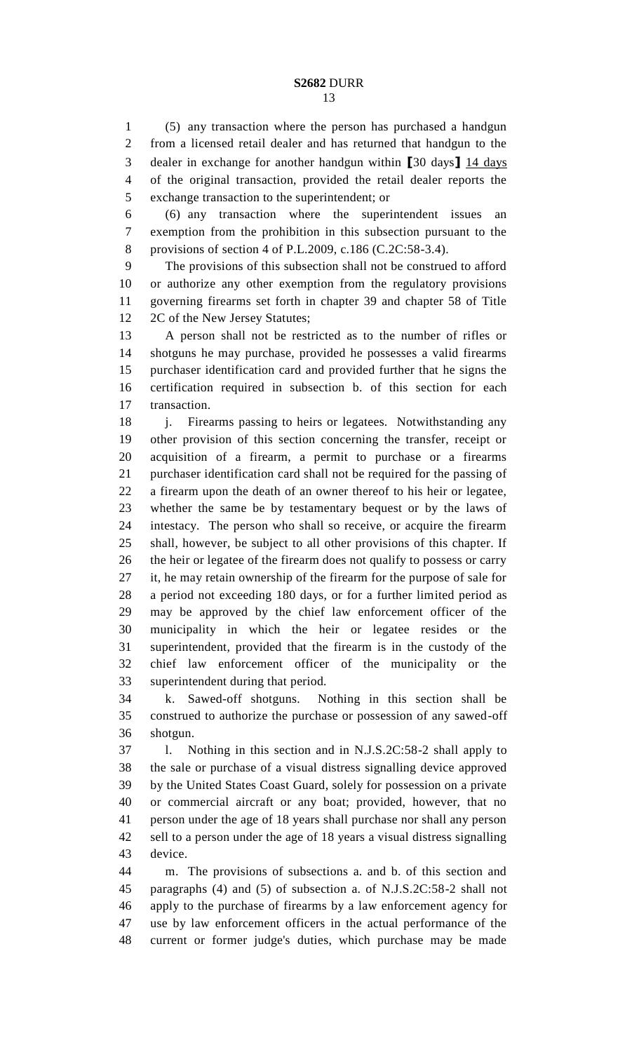(5) any transaction where the person has purchased a handgun from a licensed retail dealer and has returned that handgun to the dealer in exchange for another handgun within [30 days] <u>14 days</u> of the original transaction, provided the retail dealer reports the exchange transaction to the superintendent; or

(6) any transaction where the superintendent issues an exemption from the prohibition in this subsection pursuant to the provisions of section 4 of P.L.2009, c.186 (C.2C:58-3.4).

The provisions of this subsection shall not be construed to afford or authorize any other exemption from the regulatory provisions governing firearms set forth in chapter 39 and chapter 58 of Title 2C of the New Jersey Statutes;

A person shall not be restricted as to the number of rifles or shotguns he may purchase, provided he possesses a valid firearms purchaser identification card and provided further that he signs the certification required in subsection b. of this section for each transaction.

j. Firearms passing to heirs or legatees. Notwithstanding any other provision of this section concerning the transfer, receipt or acquisition of a firearm, a permit to purchase or a firearms purchaser identification card shall not be required for the passing of a firearm upon the death of an owner thereof to his heir or legatee, whether the same be by testamentary bequest or by the laws of intestacy. The person who shall so receive, or acquire the firearm shall, however, be subject to all other provisions of this chapter. If the heir or legatee of the firearm does not qualify to possess or carry it, he may retain ownership of the firearm for the purpose of sale for a period not exceeding 180 days, or for a further limited period as may be approved by the chief law enforcement officer of the municipality in which the heir or legatee resides or the superintendent, provided that the firearm is in the custody of the chief law enforcement officer of the municipality or the superintendent during that period.

k. Sawed-off shotguns. Nothing in this section shall be construed to authorize the purchase or possession of any sawed-off shotgun.

l. Nothing in this section and in N.J.S.2C:58-2 shall apply to the sale or purchase of a visual distress signalling device approved by the United States Coast Guard, solely for possession on a private or commercial aircraft or any boat; provided, however, that no person under the age of 18 years shall purchase nor shall any person sell to a person under the age of 18 years a visual distress signalling device.

m. The provisions of subsections a. and b. of this section and paragraphs (4) and (5) of subsection a. of N.J.S.2C:58-2 shall not apply to the purchase of firearms by a law enforcement agency for use by law enforcement officers in the actual performance of the current or former judge's duties, which purchase may be made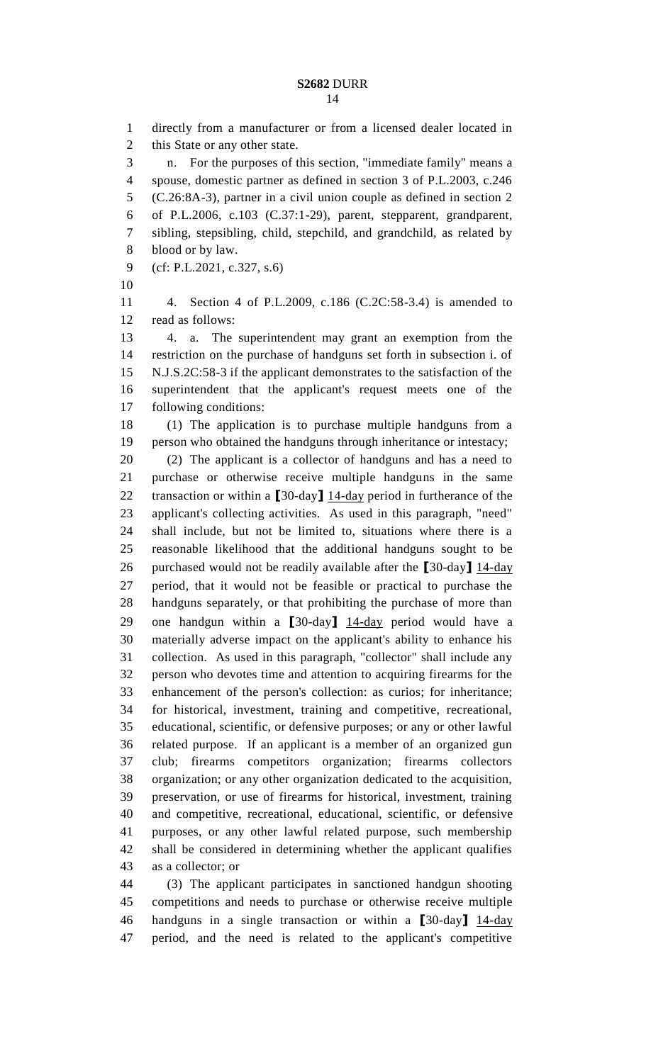directly from a manufacturer or from a licensed dealer located in this State or any other state.

n. For the purposes of this section, "immediate family" means a spouse, domestic partner as defined in section 3 of P.L.2003, c.246 (C.26:8A-3), partner in a civil union couple as defined in section 2 of P.L.2006, c.103 (C.37:1-29), parent, stepparent, grandparent, sibling, stepsibling, child, stepchild, and grandchild, as related by blood or by law.

(cf: P.L.2021, c.327, s.6)

4. Section 4 of P.L.2009, c.186 (C.2C:58-3.4) is amended to read as follows:

4. a. The superintendent may grant an exemption from the restriction on the purchase of handguns set forth in subsection i. of N.J.S.2C:58-3 if the applicant demonstrates to the satisfaction of the superintendent that the applicant's request meets one of the following conditions:

(1) The application is to purchase multiple handguns from a person who obtained the handguns through inheritance or intestacy;

(2) The applicant is a collector of handguns and has a need to purchase or otherwise receive multiple handguns in the same transaction or within a ⟦30-day⟧ 14-day period in furtherance of the applicant's collecting activities. As used in this paragraph, "need" shall include, but not be limited to, situations where there is a reasonable likelihood that the additional handguns sought to be purchased would not be readily available after the ⟦30-day⟧ 14-day period, that it would not be feasible or practical to purchase the handguns separately, or that prohibiting the purchase of more than one handgun within a ⟦30-day⟧ 14-day period would have a materially adverse impact on the applicant's ability to enhance his collection. As used in this paragraph, "collector" shall include any person who devotes time and attention to acquiring firearms for the enhancement of the person's collection: as curios; for inheritance; for historical, investment, training and competitive, recreational, educational, scientific, or defensive purposes; or any or other lawful related purpose. If an applicant is a member of an organized gun club; firearms competitors organization; firearms collectors organization; or any other organization dedicated to the acquisition, preservation, or use of firearms for historical, investment, training and competitive, recreational, educational, scientific, or defensive purposes, or any other lawful related purpose, such membership shall be considered in determining whether the applicant qualifies as a collector; or

(3) The applicant participates in sanctioned handgun shooting competitions and needs to purchase or otherwise receive multiple handguns in a single transaction or within a ⟦30-day⟧ 14-day period, and the need is related to the applicant's competitive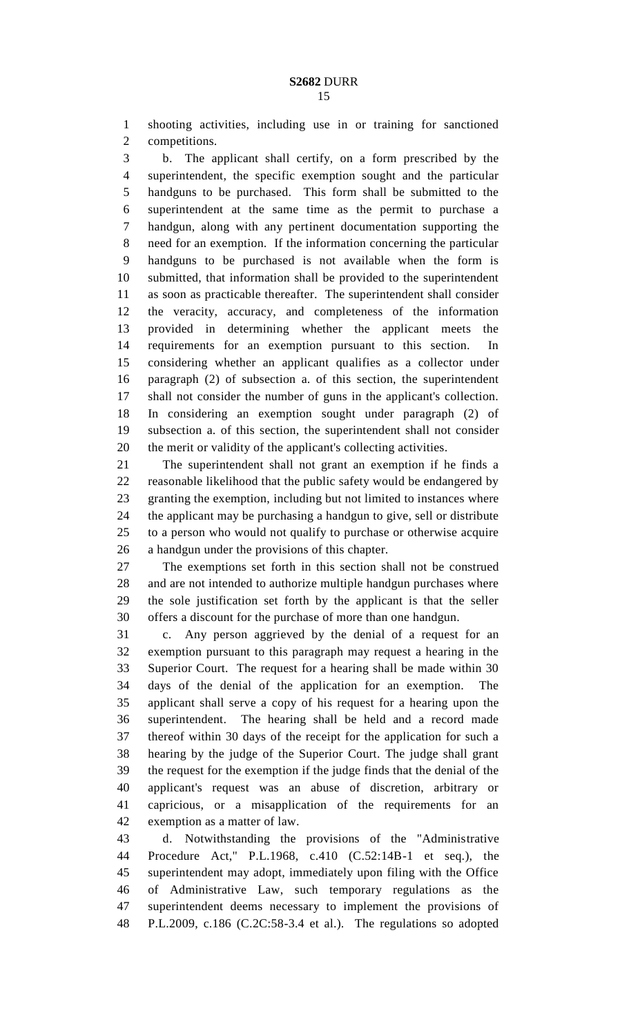shooting activities, including use in or training for sanctioned competitions.

b. The applicant shall certify, on a form prescribed by the superintendent, the specific exemption sought and the particular handguns to be purchased. This form shall be submitted to the superintendent at the same time as the permit to purchase a handgun, along with any pertinent documentation supporting the need for an exemption. If the information concerning the particular handguns to be purchased is not available when the form is submitted, that information shall be provided to the superintendent as soon as practicable thereafter. The superintendent shall consider the veracity, accuracy, and completeness of the information provided in determining whether the applicant meets the requirements for an exemption pursuant to this section. In considering whether an applicant qualifies as a collector under paragraph (2) of subsection a. of this section, the superintendent shall not consider the number of guns in the applicant's collection. In considering an exemption sought under paragraph (2) of subsection a. of this section, the superintendent shall not consider the merit or validity of the applicant's collecting activities.

The superintendent shall not grant an exemption if he finds a reasonable likelihood that the public safety would be endangered by granting the exemption, including but not limited to instances where the applicant may be purchasing a handgun to give, sell or distribute to a person who would not qualify to purchase or otherwise acquire a handgun under the provisions of this chapter.

The exemptions set forth in this section shall not be construed and are not intended to authorize multiple handgun purchases where the sole justification set forth by the applicant is that the seller offers a discount for the purchase of more than one handgun.

c. Any person aggrieved by the denial of a request for an exemption pursuant to this paragraph may request a hearing in the Superior Court. The request for a hearing shall be made within 30 days of the denial of the application for an exemption. The applicant shall serve a copy of his request for a hearing upon the superintendent. The hearing shall be held and a record made thereof within 30 days of the receipt for the application for such a hearing by the judge of the Superior Court. The judge shall grant the request for the exemption if the judge finds that the denial of the applicant's request was an abuse of discretion, arbitrary or capricious, or a misapplication of the requirements for an exemption as a matter of law.

d. Notwithstanding the provisions of the "Administrative Procedure Act," P.L.1968, c.410 (C.52:14B-1 et seq.), the superintendent may adopt, immediately upon filing with the Office of Administrative Law, such temporary regulations as the superintendent deems necessary to implement the provisions of P.L.2009, c.186 (C.2C:58-3.4 et al.). The regulations so adopted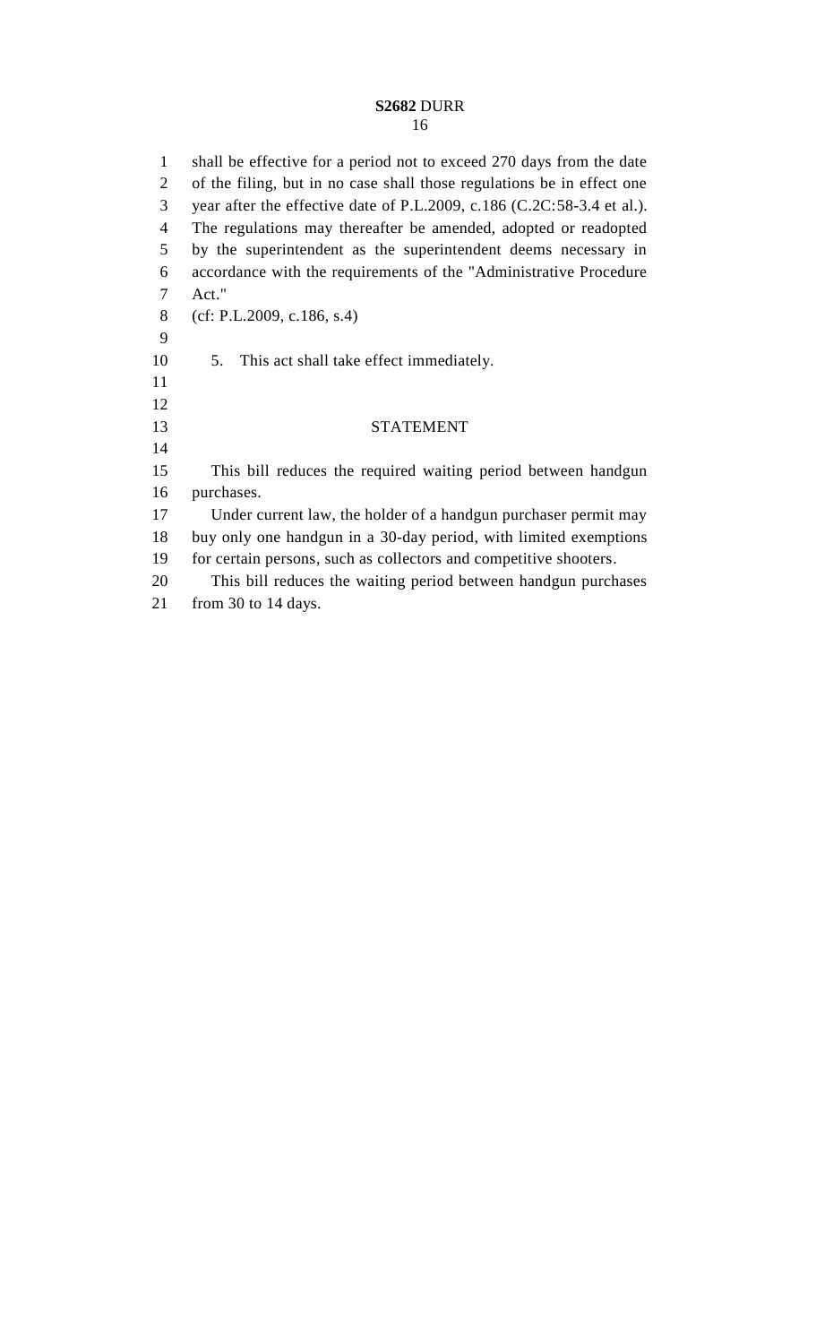shall be effective for a period not to exceed 270 days from the date of the filing, but in no case shall those regulations be in effect one year after the effective date of P.L.2009, c.186 (C.2C:58-3.4 et al.). The regulations may thereafter be amended, adopted or readopted by the superintendent as the superintendent deems necessary in accordance with the requirements of the "Administrative Procedure Act."

(cf: P.L.2009, c.186, s.4)

5. This act shall take effect immediately.

## STATEMENT

This bill reduces the required waiting period between handgun purchases.

Under current law, the holder of a handgun purchaser permit may buy only one handgun in a 30-day period, with limited exemptions for certain persons, such as collectors and competitive shooters.

This bill reduces the waiting period between handgun purchases from 30 to 14 days.